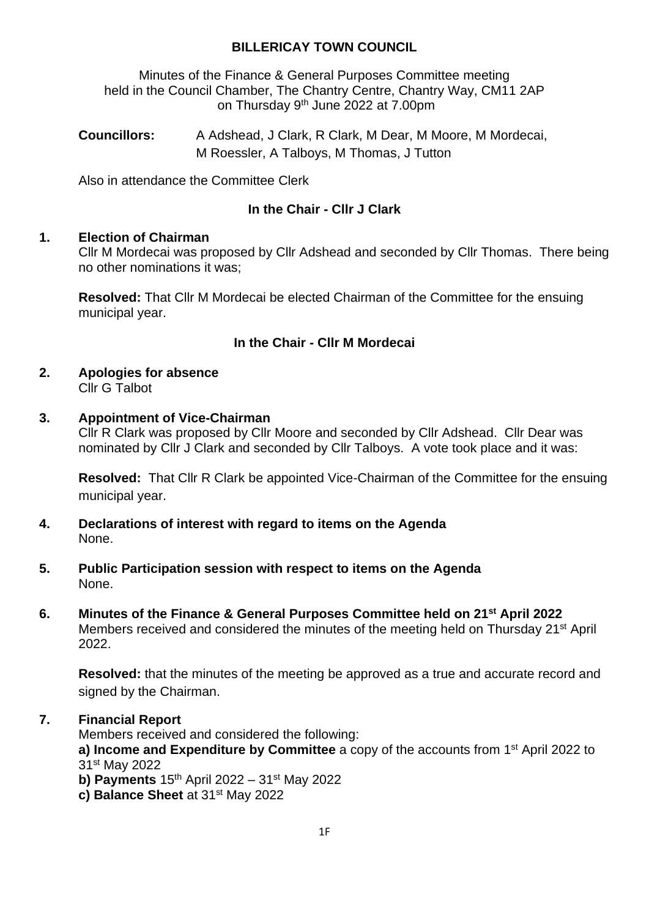# BILLERICAY TOWN COUNCIL

Minutes of the Finance & General Purposes Committee meeting held in the Council Chamber, The Chantry Centre, Chantry Way, CM11 2AP on Thursday 9th June 2022 at 7.00pm

**Councillors:** A Adshead, J Clark, R Clark, M Dear, M Moore, M Mordecai, M Roessler, A Talboys, M Thomas, J Tutton

Also in attendance the Committee Clerk

**In the Chair - Cllr J Clark**

## 1. Election of Chairman

Cllr M Mordecai was proposed by Cllr Adshead and seconded by Cllr Thomas. There being no other nominations it was;

**Resolved:** That Cllr M Mordecai be elected Chairman of the Committee for the ensuing municipal year.

**In the Chair - Cllr M Mordecai**

## 2. Apologies for absence

Cllr G Talbot

## 3. Appointment of Vice-Chairman

Cllr R Clark was proposed by Cllr Moore and seconded by Cllr Adshead. Cllr Dear was nominated by Cllr J Clark and seconded by Cllr Talboys. A vote took place and it was:

**Resolved:** That Cllr R Clark be appointed Vice-Chairman of the Committee for the ensuing municipal year.

## 4. Declarations of interest with regard to items on the Agenda

None.

## 5. Public Participation session with respect to items on the Agenda

None.

## 6. Minutes of the Finance & General Purposes Committee held on 21st April 2022

Members received and considered the minutes of the meeting held on Thursday 21st April 2022.

**Resolved:** that the minutes of the meeting be approved as a true and accurate record and signed by the Chairman.

## 7. Financial Report

Members received and considered the following:

**a) Income and Expenditure by Committee** a copy of the accounts from 1st April 2022 to 31st May 2022

**b) Payments** 15th April 2022 – 31st May 2022

**c) Balance Sheet** at 31st May 2022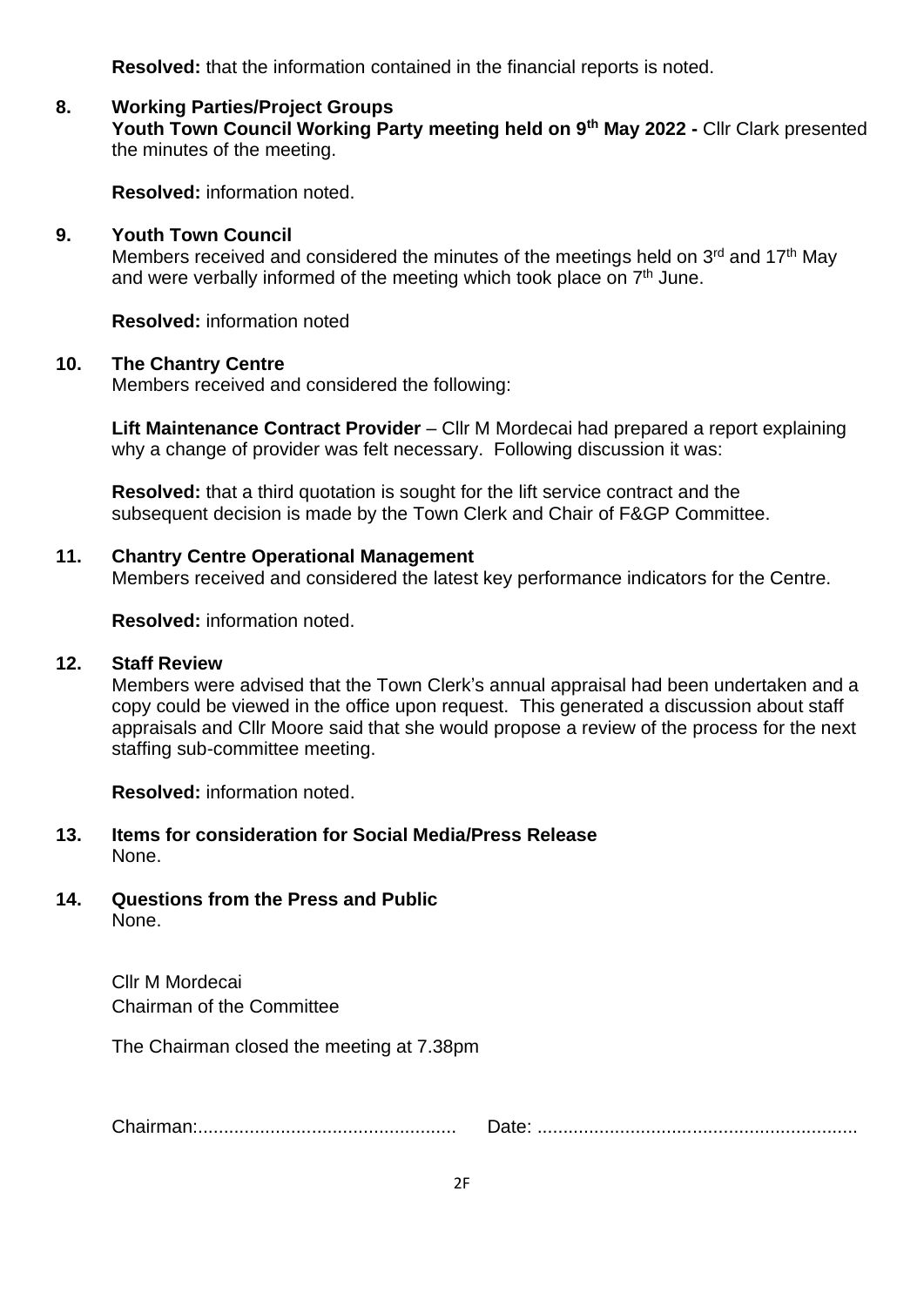**Resolved:** that the information contained in the financial reports is noted.

**8. Working Parties/Project Groups**

**Youth Town Council Working Party meeting held on 9th May 2022 -** Cllr Clark presented the minutes of the meeting.

**Resolved:** information noted.

**9. Youth Town Council**

Members received and considered the minutes of the meetings held on 3rd and 17th May and were verbally informed of the meeting which took place on 7th June.

**Resolved:** information noted

**10. The Chantry Centre**

Members received and considered the following:

**Lift Maintenance Contract Provider** – Cllr M Mordecai had prepared a report explaining why a change of provider was felt necessary. Following discussion it was:

**Resolved:** that a third quotation is sought for the lift service contract and the subsequent decision is made by the Town Clerk and Chair of F&GP Committee.

**11. Chantry Centre Operational Management**

Members received and considered the latest key performance indicators for the Centre.

**Resolved:** information noted.

**12. Staff Review**

Members were advised that the Town Clerk's annual appraisal had been undertaken and a copy could be viewed in the office upon request. This generated a discussion about staff appraisals and Cllr Moore said that she would propose a review of the process for the next staffing sub-committee meeting.

**Resolved:** information noted.

**13. Items for consideration for Social Media/Press Release**

None.

**14. Questions from the Press and Public**

None.

Cllr M Mordecai
Chairman of the Committee

The Chairman closed the meeting at 7.38pm

Chairman:.................................................. Date: .............................................................

2F